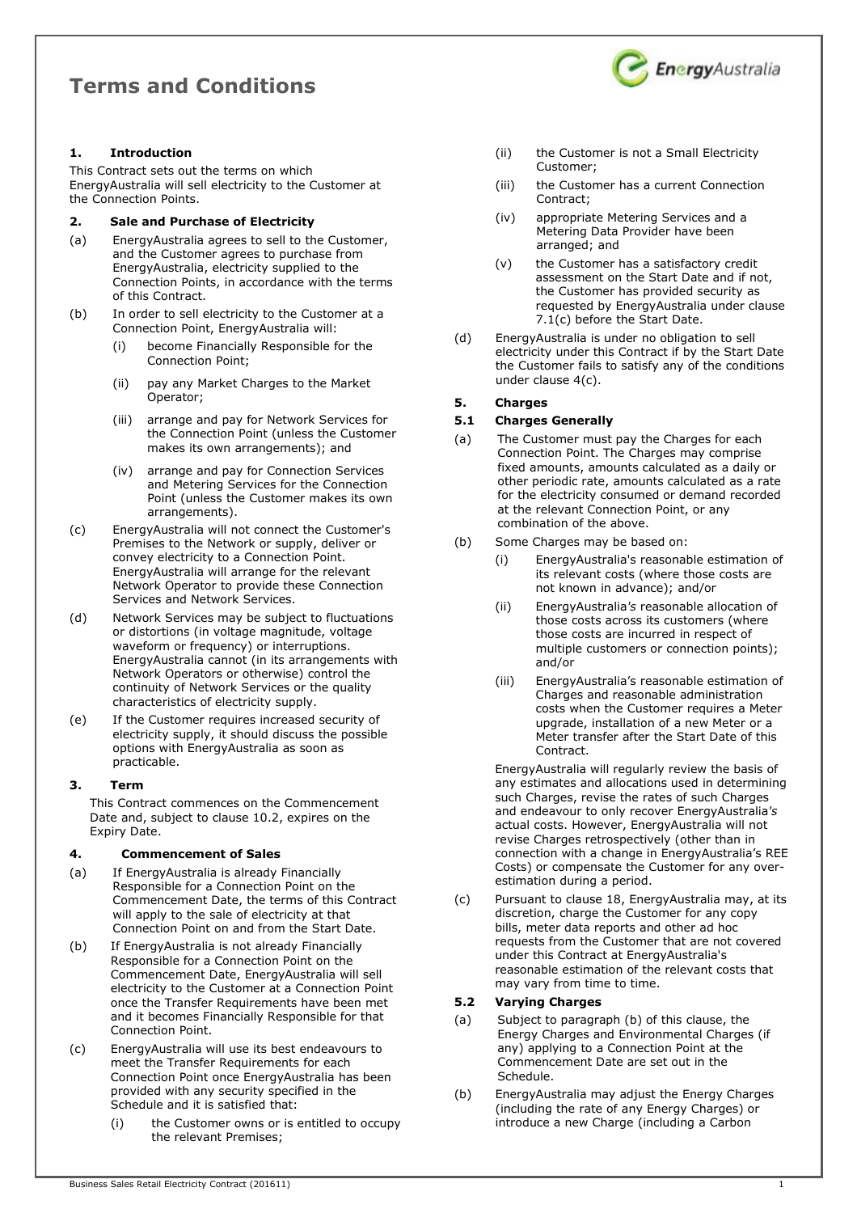# Terms and Conditions

## 1. Introduction

This Contract sets out the terms on which EnergyAustralia will sell electricity to the Customer at the Connection Points.

## 2. Sale and Purchase of Electricity

(a) EnergyAustralia agrees to sell to the Customer, and the Customer agrees to purchase from EnergyAustralia, electricity supplied to the Connection Points, in accordance with the terms of this Contract.

(b) In order to sell electricity to the Customer at a Connection Point, EnergyAustralia will:

  (i) become Financially Responsible for the Connection Point;

  (ii) pay any Market Charges to the Market Operator;

  (iii) arrange and pay for Network Services for the Connection Point (unless the Customer makes its own arrangements); and

  (iv) arrange and pay for Connection Services and Metering Services for the Connection Point (unless the Customer makes its own arrangements).

(c) EnergyAustralia will not connect the Customer's Premises to the Network or supply, deliver or convey electricity to a Connection Point. EnergyAustralia will arrange for the relevant Network Operator to provide these Connection Services and Network Services.

(d) Network Services may be subject to fluctuations or distortions (in voltage magnitude, voltage waveform or frequency) or interruptions. EnergyAustralia cannot (in its arrangements with Network Operators or otherwise) control the continuity of Network Services or the quality characteristics of electricity supply.

(e) If the Customer requires increased security of electricity supply, it should discuss the possible options with EnergyAustralia as soon as practicable.

## 3. Term

This Contract commences on the Commencement Date and, subject to clause 10.2, expires on the Expiry Date.

## 4. Commencement of Sales

(a) If EnergyAustralia is already Financially Responsible for a Connection Point on the Commencement Date, the terms of this Contract will apply to the sale of electricity at that Connection Point on and from the Start Date.

(b) If EnergyAustralia is not already Financially Responsible for a Connection Point on the Commencement Date, EnergyAustralia will sell electricity to the Customer at a Connection Point once the Transfer Requirements have been met and it becomes Financially Responsible for that Connection Point.

(c) EnergyAustralia will use its best endeavours to meet the Transfer Requirements for each Connection Point once EnergyAustralia has been provided with any security specified in the Schedule and it is satisfied that:

  (i) the Customer owns or is entitled to occupy the relevant Premises;

  (ii) the Customer is not a Small Electricity Customer;

  (iii) the Customer has a current Connection Contract;

  (iv) appropriate Metering Services and a Metering Data Provider have been arranged; and

  (v) the Customer has a satisfactory credit assessment on the Start Date and if not, the Customer has provided security as requested by EnergyAustralia under clause 7.1(c) before the Start Date.

(d) EnergyAustralia is under no obligation to sell electricity under this Contract if by the Start Date the Customer fails to satisfy any of the conditions under clause 4(c).

## 5. Charges

### 5.1 Charges Generally

(a) The Customer must pay the Charges for each Connection Point. The Charges may comprise fixed amounts, amounts calculated as a daily or other periodic rate, amounts calculated as a rate for the electricity consumed or demand recorded at the relevant Connection Point, or any combination of the above.

(b) Some Charges may be based on:

  (i) EnergyAustralia's reasonable estimation of its relevant costs (where those costs are not known in advance); and/or

  (ii) EnergyAustralia's reasonable allocation of those costs across its customers (where those costs are incurred in respect of multiple customers or connection points); and/or

  (iii) EnergyAustralia's reasonable estimation of Charges and reasonable administration costs when the Customer requires a Meter upgrade, installation of a new Meter or a Meter transfer after the Start Date of this Contract.

EnergyAustralia will regularly review the basis of any estimates and allocations used in determining such Charges, revise the rates of such Charges and endeavour to only recover EnergyAustralia's actual costs. However, EnergyAustralia will not revise Charges retrospectively (other than in connection with a change in EnergyAustralia's REE Costs) or compensate the Customer for any over-estimation during a period.

(c) Pursuant to clause 18, EnergyAustralia may, at its discretion, charge the Customer for any copy bills, meter data reports and other ad hoc requests from the Customer that are not covered under this Contract at EnergyAustralia's reasonable estimation of the relevant costs that may vary from time to time.

### 5.2 Varying Charges

(a) Subject to paragraph (b) of this clause, the Energy Charges and Environmental Charges (if any) applying to a Connection Point at the Commencement Date are set out in the Schedule.

(b) EnergyAustralia may adjust the Energy Charges (including the rate of any Energy Charges) or introduce a new Charge (including a Carbon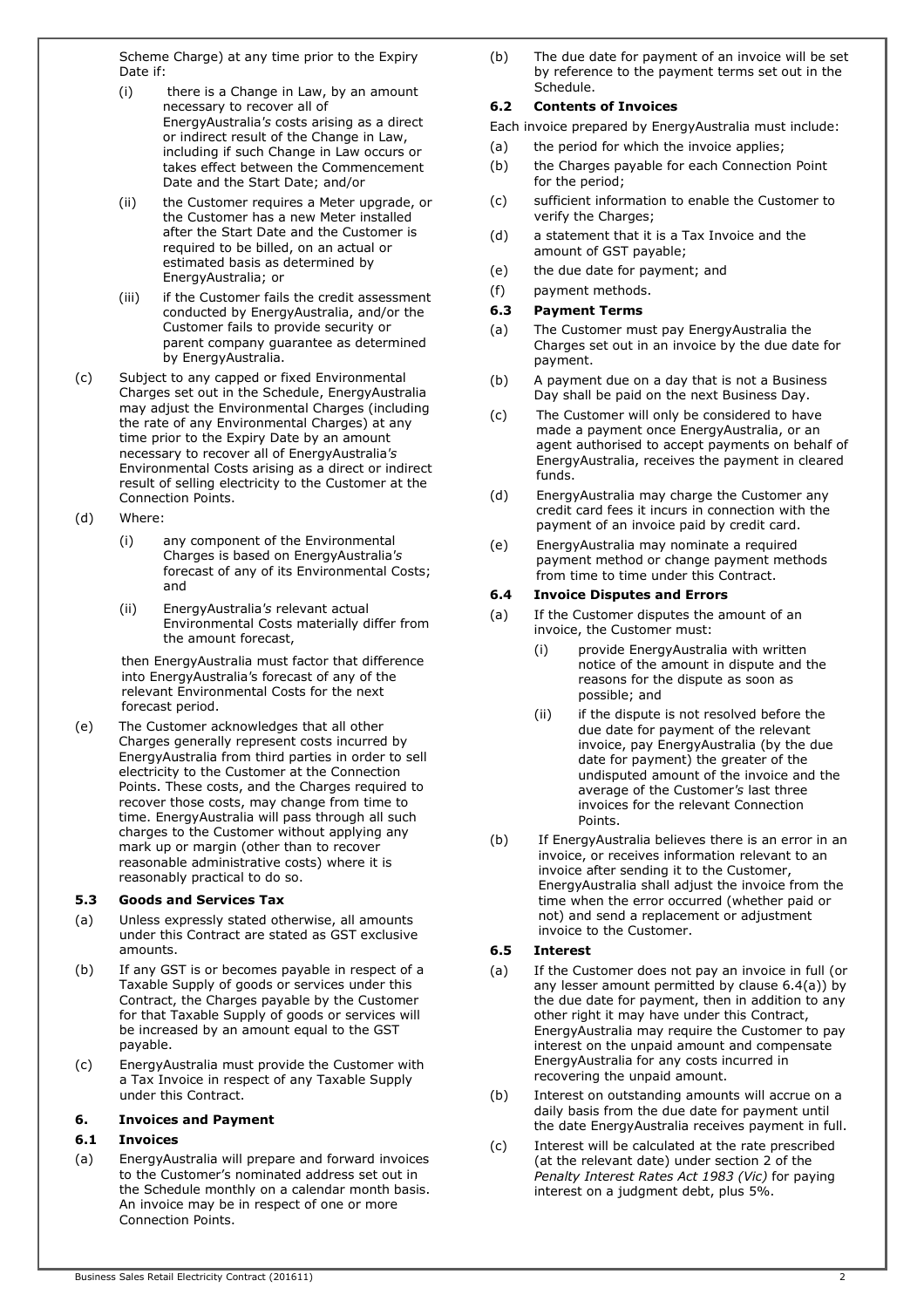Scheme Charge) at any time prior to the Expiry Date if:

(i) there is a Change in Law, by an amount necessary to recover all of EnergyAustralia's costs arising as a direct or indirect result of the Change in Law, including if such Change in Law occurs or takes effect between the Commencement Date and the Start Date; and/or

(ii) the Customer requires a Meter upgrade, or the Customer has a new Meter installed after the Start Date and the Customer is required to be billed, on an actual or estimated basis as determined by EnergyAustralia; or

(iii) if the Customer fails the credit assessment conducted by EnergyAustralia, and/or the Customer fails to provide security or parent company guarantee as determined by EnergyAustralia.

(c) Subject to any capped or fixed Environmental Charges set out in the Schedule, EnergyAustralia may adjust the Environmental Charges (including the rate of any Environmental Charges) at any time prior to the Expiry Date by an amount necessary to recover all of EnergyAustralia's Environmental Costs arising as a direct or indirect result of selling electricity to the Customer at the Connection Points.

(d) Where:

(i) any component of the Environmental Charges is based on EnergyAustralia's forecast of any of its Environmental Costs; and

(ii) EnergyAustralia's relevant actual Environmental Costs materially differ from the amount forecast,

then EnergyAustralia must factor that difference into EnergyAustralia's forecast of any of the relevant Environmental Costs for the next forecast period.

(e) The Customer acknowledges that all other Charges generally represent costs incurred by EnergyAustralia from third parties in order to sell electricity to the Customer at the Connection Points. These costs, and the Charges required to recover those costs, may change from time to time. EnergyAustralia will pass through all such charges to the Customer without applying any mark up or margin (other than to recover reasonable administrative costs) where it is reasonably practical to do so.

### 5.3 Goods and Services Tax

(a) Unless expressly stated otherwise, all amounts under this Contract are stated as GST exclusive amounts.

(b) If any GST is or becomes payable in respect of a Taxable Supply of goods or services under this Contract, the Charges payable by the Customer for that Taxable Supply of goods or services will be increased by an amount equal to the GST payable.

(c) EnergyAustralia must provide the Customer with a Tax Invoice in respect of any Taxable Supply under this Contract.

## 6. Invoices and Payment

### 6.1 Invoices

(a) EnergyAustralia will prepare and forward invoices to the Customer's nominated address set out in the Schedule monthly on a calendar month basis. An invoice may be in respect of one or more Connection Points.

(b) The due date for payment of an invoice will be set by reference to the payment terms set out in the Schedule.

### 6.2 Contents of Invoices

Each invoice prepared by EnergyAustralia must include:

(a) the period for which the invoice applies;

(b) the Charges payable for each Connection Point for the period;

(c) sufficient information to enable the Customer to verify the Charges;

(d) a statement that it is a Tax Invoice and the amount of GST payable;

(e) the due date for payment; and

(f) payment methods.

### 6.3 Payment Terms

(a) The Customer must pay EnergyAustralia the Charges set out in an invoice by the due date for payment.

(b) A payment due on a day that is not a Business Day shall be paid on the next Business Day.

(c) The Customer will only be considered to have made a payment once EnergyAustralia, or an agent authorised to accept payments on behalf of EnergyAustralia, receives the payment in cleared funds.

(d) EnergyAustralia may charge the Customer any credit card fees it incurs in connection with the payment of an invoice paid by credit card.

(e) EnergyAustralia may nominate a required payment method or change payment methods from time to time under this Contract.

### 6.4 Invoice Disputes and Errors

(a) If the Customer disputes the amount of an invoice, the Customer must:

(i) provide EnergyAustralia with written notice of the amount in dispute and the reasons for the dispute as soon as possible; and

(ii) if the dispute is not resolved before the due date for payment of the relevant invoice, pay EnergyAustralia (by the due date for payment) the greater of the undisputed amount of the invoice and the average of the Customer's last three invoices for the relevant Connection Points.

(b) If EnergyAustralia believes there is an error in an invoice, or receives information relevant to an invoice after sending it to the Customer, EnergyAustralia shall adjust the invoice from the time when the error occurred (whether paid or not) and send a replacement or adjustment invoice to the Customer.

### 6.5 Interest

(a) If the Customer does not pay an invoice in full (or any lesser amount permitted by clause 6.4(a)) by the due date for payment, then in addition to any other right it may have under this Contract, EnergyAustralia may require the Customer to pay interest on the unpaid amount and compensate EnergyAustralia for any costs incurred in recovering the unpaid amount.

(b) Interest on outstanding amounts will accrue on a daily basis from the due date for payment until the date EnergyAustralia receives payment in full.

(c) Interest will be calculated at the rate prescribed (at the relevant date) under section 2 of the *Penalty Interest Rates Act 1983 (Vic)* for paying interest on a judgment debt, plus 5%.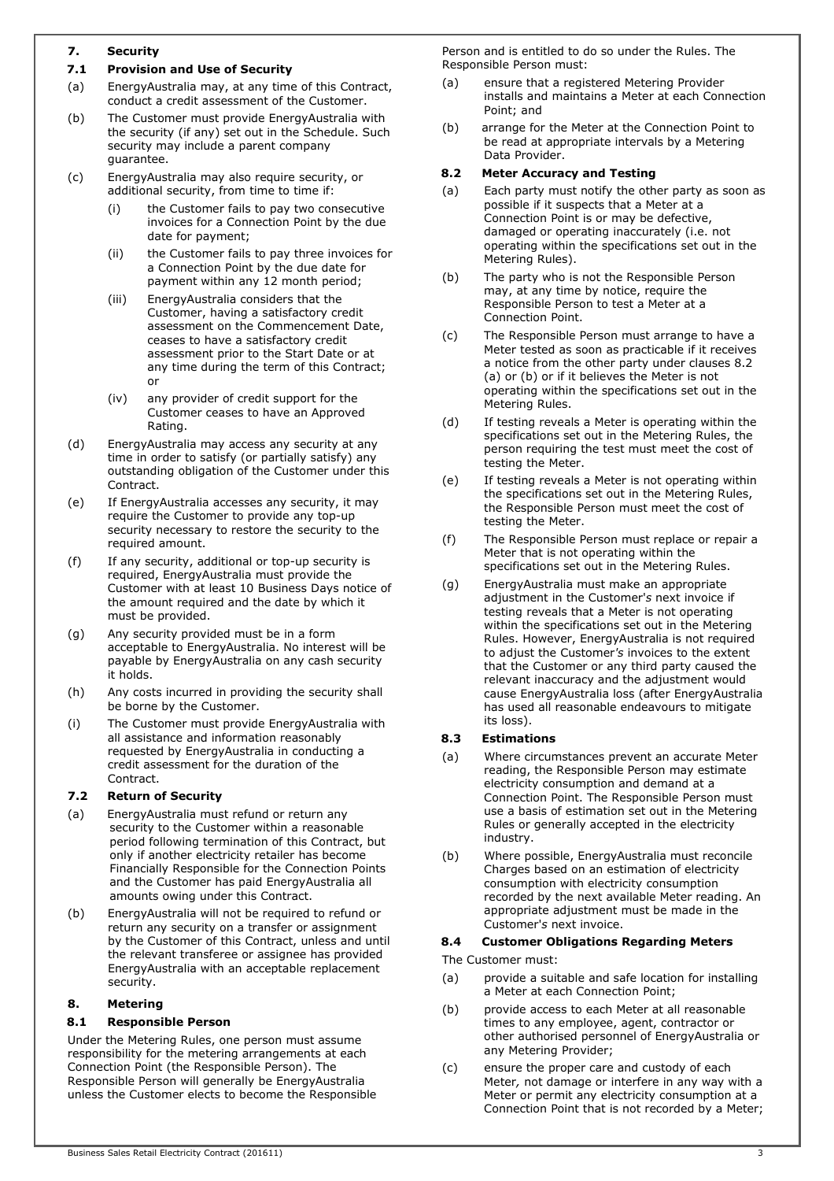## 7. Security

### 7.1 Provision and Use of Security

(a) EnergyAustralia may, at any time of this Contract, conduct a credit assessment of the Customer.

(b) The Customer must provide EnergyAustralia with the security (if any) set out in the Schedule. Such security may include a parent company guarantee.

(c) EnergyAustralia may also require security, or additional security, from time to time if:

  (i) the Customer fails to pay two consecutive invoices for a Connection Point by the due date for payment;

  (ii) the Customer fails to pay three invoices for a Connection Point by the due date for payment within any 12 month period;

  (iii) EnergyAustralia considers that the Customer, having a satisfactory credit assessment on the Commencement Date, ceases to have a satisfactory credit assessment prior to the Start Date or at any time during the term of this Contract; or

  (iv) any provider of credit support for the Customer ceases to have an Approved Rating.

(d) EnergyAustralia may access any security at any time in order to satisfy (or partially satisfy) any outstanding obligation of the Customer under this Contract.

(e) If EnergyAustralia accesses any security, it may require the Customer to provide any top-up security necessary to restore the security to the required amount.

(f) If any security, additional or top-up security is required, EnergyAustralia must provide the Customer with at least 10 Business Days notice of the amount required and the date by which it must be provided.

(g) Any security provided must be in a form acceptable to EnergyAustralia. No interest will be payable by EnergyAustralia on any cash security it holds.

(h) Any costs incurred in providing the security shall be borne by the Customer.

(i) The Customer must provide EnergyAustralia with all assistance and information reasonably requested by EnergyAustralia in conducting a credit assessment for the duration of the Contract.

### 7.2 Return of Security

(a) EnergyAustralia must refund or return any security to the Customer within a reasonable period following termination of this Contract, but only if another electricity retailer has become Financially Responsible for the Connection Points and the Customer has paid EnergyAustralia all amounts owing under this Contract.

(b) EnergyAustralia will not be required to refund or return any security on a transfer or assignment by the Customer of this Contract, unless and until the relevant transferee or assignee has provided EnergyAustralia with an acceptable replacement security.

## 8. Metering

### 8.1 Responsible Person

Under the Metering Rules, one person must assume responsibility for the metering arrangements at each Connection Point (the Responsible Person). The Responsible Person will generally be EnergyAustralia unless the Customer elects to become the Responsible Person and is entitled to do so under the Rules. The Responsible Person must:

(a) ensure that a registered Metering Provider installs and maintains a Meter at each Connection Point; and

(b) arrange for the Meter at the Connection Point to be read at appropriate intervals by a Metering Data Provider.

### 8.2 Meter Accuracy and Testing

(a) Each party must notify the other party as soon as possible if it suspects that a Meter at a Connection Point is or may be defective, damaged or operating inaccurately (i.e. not operating within the specifications set out in the Metering Rules).

(b) The party who is not the Responsible Person may, at any time by notice, require the Responsible Person to test a Meter at a Connection Point.

(c) The Responsible Person must arrange to have a Meter tested as soon as practicable if it receives a notice from the other party under clauses 8.2 (a) or (b) or if it believes the Meter is not operating within the specifications set out in the Metering Rules.

(d) If testing reveals a Meter is operating within the specifications set out in the Metering Rules, the person requiring the test must meet the cost of testing the Meter.

(e) If testing reveals a Meter is not operating within the specifications set out in the Metering Rules, the Responsible Person must meet the cost of testing the Meter.

(f) The Responsible Person must replace or repair a Meter that is not operating within the specifications set out in the Metering Rules.

(g) EnergyAustralia must make an appropriate adjustment in the Customer's next invoice if testing reveals that a Meter is not operating within the specifications set out in the Metering Rules. However, EnergyAustralia is not required to adjust the Customer's invoices to the extent that the Customer or any third party caused the relevant inaccuracy and the adjustment would cause EnergyAustralia loss (after EnergyAustralia has used all reasonable endeavours to mitigate its loss).

### 8.3 Estimations

(a) Where circumstances prevent an accurate Meter reading, the Responsible Person may estimate electricity consumption and demand at a Connection Point. The Responsible Person must use a basis of estimation set out in the Metering Rules or generally accepted in the electricity industry.

(b) Where possible, EnergyAustralia must reconcile Charges based on an estimation of electricity consumption with electricity consumption recorded by the next available Meter reading. An appropriate adjustment must be made in the Customer's next invoice.

### 8.4 Customer Obligations Regarding Meters

The Customer must:

(a) provide a suitable and safe location for installing a Meter at each Connection Point;

(b) provide access to each Meter at all reasonable times to any employee, agent, contractor or other authorised personnel of EnergyAustralia or any Metering Provider;

(c) ensure the proper care and custody of each Meter, not damage or interfere in any way with a Meter or permit any electricity consumption at a Connection Point that is not recorded by a Meter;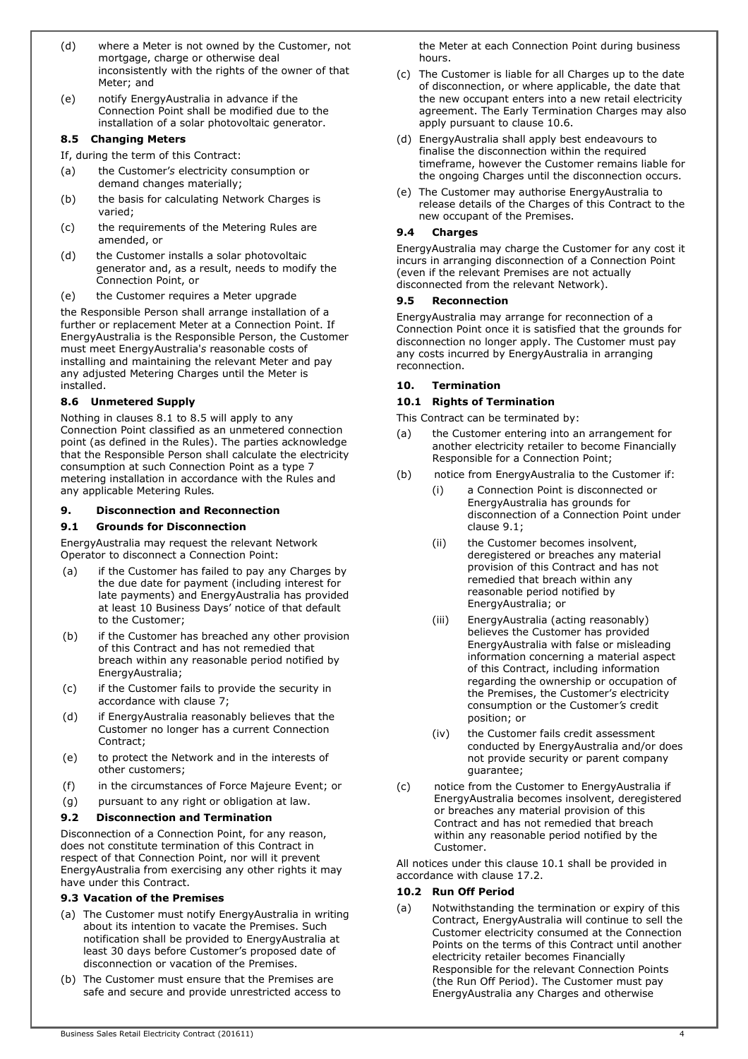(d) where a Meter is not owned by the Customer, not mortgage, charge or otherwise deal inconsistently with the rights of the owner of that Meter; and

(e) notify EnergyAustralia in advance if the Connection Point shall be modified due to the installation of a solar photovoltaic generator.

### 8.5 Changing Meters

If, during the term of this Contract:

(a) the Customer*'s* electricity consumption or demand changes materially;

(b) the basis for calculating Network Charges is varied;

(c) the requirements of the Metering Rules are amended, or

(d) the Customer installs a solar photovoltaic generator and, as a result, needs to modify the Connection Point, or

(e) the Customer requires a Meter upgrade

the Responsible Person shall arrange installation of a further or replacement Meter at a Connection Point. If EnergyAustralia is the Responsible Person, the Customer must meet EnergyAustralia's reasonable costs of installing and maintaining the relevant Meter and pay any adjusted Metering Charges until the Meter is installed.

### 8.6 Unmetered Supply

Nothing in clauses 8.1 to 8.5 will apply to any Connection Point classified as an unmetered connection point (as defined in the Rules). The parties acknowledge that the Responsible Person shall calculate the electricity consumption at such Connection Point as a type 7 metering installation in accordance with the Rules and any applicable Metering Rules*.*

## 9. Disconnection and Reconnection

### 9.1 Grounds for Disconnection

EnergyAustralia may request the relevant Network Operator to disconnect a Connection Point:

(a) if the Customer has failed to pay any Charges by the due date for payment (including interest for late payments) and EnergyAustralia has provided at least 10 Business Days' notice of that default to the Customer;

(b) if the Customer has breached any other provision of this Contract and has not remedied that breach within any reasonable period notified by EnergyAustralia;

(c) if the Customer fails to provide the security in accordance with clause 7;

(d) if EnergyAustralia reasonably believes that the Customer no longer has a current Connection Contract;

(e) to protect the Network and in the interests of other customers;

(f) in the circumstances of Force Majeure Event; or

(g) pursuant to any right or obligation at law.

### 9.2 Disconnection and Termination

Disconnection of a Connection Point, for any reason, does not constitute termination of this Contract in respect of that Connection Point, nor will it prevent EnergyAustralia from exercising any other rights it may have under this Contract.

### 9.3 Vacation of the Premises

(a) The Customer must notify EnergyAustralia in writing about its intention to vacate the Premises. Such notification shall be provided to EnergyAustralia at least 30 days before Customer's proposed date of disconnection or vacation of the Premises.

(b) The Customer must ensure that the Premises are safe and secure and provide unrestricted access to the Meter at each Connection Point during business hours.

(c) The Customer is liable for all Charges up to the date of disconnection, or where applicable, the date that the new occupant enters into a new retail electricity agreement. The Early Termination Charges may also apply pursuant to clause 10.6.

(d) EnergyAustralia shall apply best endeavours to finalise the disconnection within the required timeframe, however the Customer remains liable for the ongoing Charges until the disconnection occurs.

(e) The Customer may authorise EnergyAustralia to release details of the Charges of this Contract to the new occupant of the Premises.

### 9.4 Charges

EnergyAustralia may charge the Customer for any cost it incurs in arranging disconnection of a Connection Point (even if the relevant Premises are not actually disconnected from the relevant Network).

### 9.5 Reconnection

EnergyAustralia may arrange for reconnection of a Connection Point once it is satisfied that the grounds for disconnection no longer apply. The Customer must pay any costs incurred by EnergyAustralia in arranging reconnection.

## 10. Termination

### 10.1 Rights of Termination

This Contract can be terminated by:

(a) the Customer entering into an arrangement for another electricity retailer to become Financially Responsible for a Connection Point;

(b) notice from EnergyAustralia to the Customer if:

  (i) a Connection Point is disconnected or EnergyAustralia has grounds for disconnection of a Connection Point under clause 9.1;

  (ii) the Customer becomes insolvent, deregistered or breaches any material provision of this Contract and has not remedied that breach within any reasonable period notified by EnergyAustralia; or

  (iii) EnergyAustralia (acting reasonably) believes the Customer has provided EnergyAustralia with false or misleading information concerning a material aspect of this Contract, including information regarding the ownership or occupation of the Premises, the Customer*'s* electricity consumption or the Customer*'s* credit position; or

  (iv) the Customer fails credit assessment conducted by EnergyAustralia and/or does not provide security or parent company guarantee;

(c) notice from the Customer to EnergyAustralia if EnergyAustralia becomes insolvent, deregistered or breaches any material provision of this Contract and has not remedied that breach within any reasonable period notified by the Customer.

All notices under this clause 10.1 shall be provided in accordance with clause 17.2.

### 10.2 Run Off Period

(a) Notwithstanding the termination or expiry of this Contract, EnergyAustralia will continue to sell the Customer electricity consumed at the Connection Points on the terms of this Contract until another electricity retailer becomes Financially Responsible for the relevant Connection Points (the Run Off Period). The Customer must pay EnergyAustralia any Charges and otherwise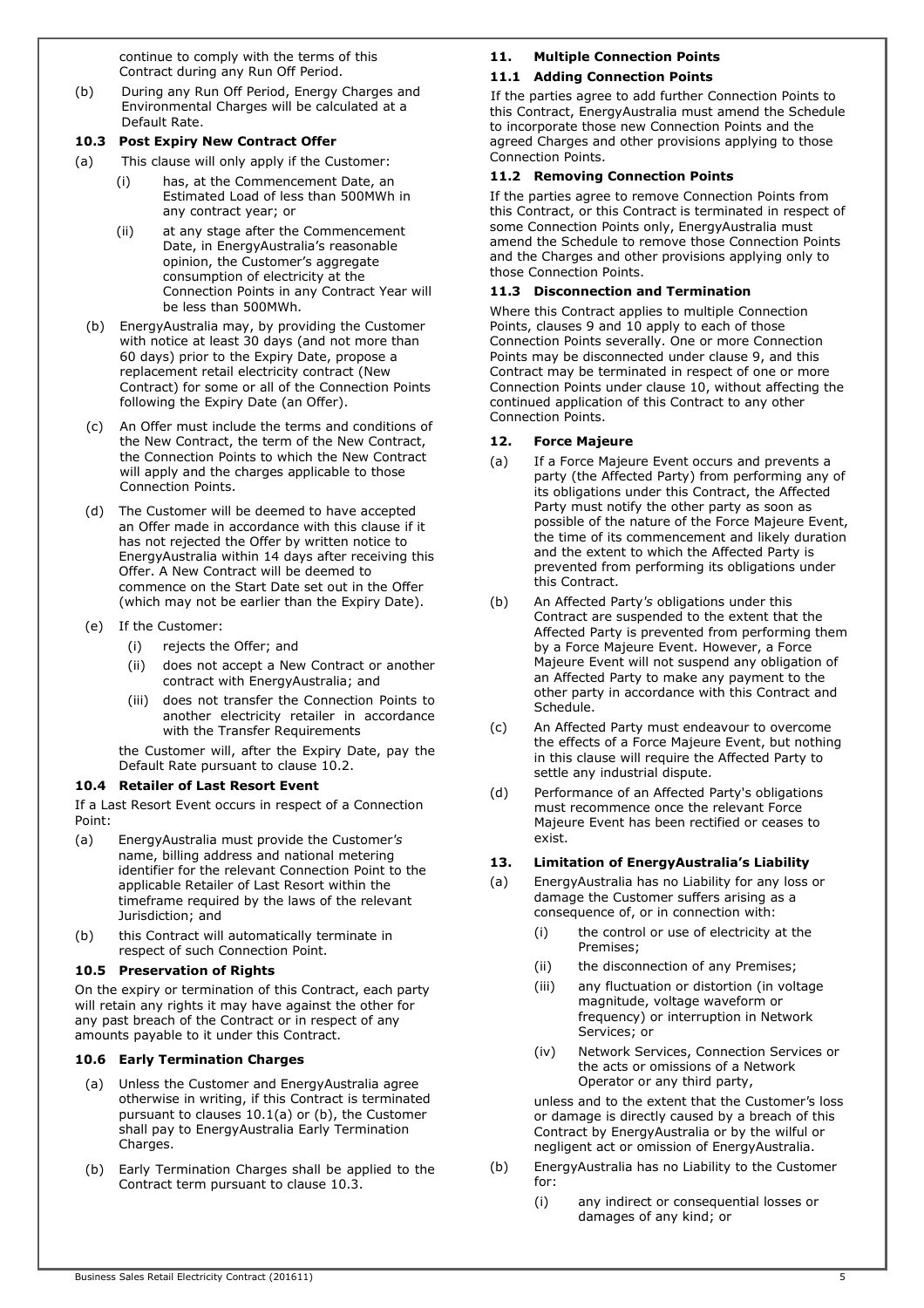continue to comply with the terms of this Contract during any Run Off Period.

(b) During any Run Off Period, Energy Charges and Environmental Charges will be calculated at a Default Rate.

### 10.3 Post Expiry New Contract Offer

(a) This clause will only apply if the Customer:

  (i) has, at the Commencement Date, an Estimated Load of less than 500MWh in any contract year; or

  (ii) at any stage after the Commencement Date, in EnergyAustralia's reasonable opinion, the Customer's aggregate consumption of electricity at the Connection Points in any Contract Year will be less than 500MWh.

(b) EnergyAustralia may, by providing the Customer with notice at least 30 days (and not more than 60 days) prior to the Expiry Date, propose a replacement retail electricity contract (New Contract) for some or all of the Connection Points following the Expiry Date (an Offer).

(c) An Offer must include the terms and conditions of the New Contract, the term of the New Contract, the Connection Points to which the New Contract will apply and the charges applicable to those Connection Points.

(d) The Customer will be deemed to have accepted an Offer made in accordance with this clause if it has not rejected the Offer by written notice to EnergyAustralia within 14 days after receiving this Offer. A New Contract will be deemed to commence on the Start Date set out in the Offer (which may not be earlier than the Expiry Date).

(e) If the Customer:

  (i) rejects the Offer; and

  (ii) does not accept a New Contract or another contract with EnergyAustralia; and

  (iii) does not transfer the Connection Points to another electricity retailer in accordance with the Transfer Requirements

the Customer will, after the Expiry Date, pay the Default Rate pursuant to clause 10.2.

### 10.4 Retailer of Last Resort Event

If a Last Resort Event occurs in respect of a Connection Point:

(a) EnergyAustralia must provide the Customer's name, billing address and national metering identifier for the relevant Connection Point to the applicable Retailer of Last Resort within the timeframe required by the laws of the relevant Jurisdiction; and

(b) this Contract will automatically terminate in respect of such Connection Point.

### 10.5 Preservation of Rights

On the expiry or termination of this Contract, each party will retain any rights it may have against the other for any past breach of the Contract or in respect of any amounts payable to it under this Contract.

### 10.6 Early Termination Charges

(a) Unless the Customer and EnergyAustralia agree otherwise in writing, if this Contract is terminated pursuant to clauses 10.1(a) or (b), the Customer shall pay to EnergyAustralia Early Termination Charges.

(b) Early Termination Charges shall be applied to the Contract term pursuant to clause 10.3.

## 11. Multiple Connection Points

### 11.1 Adding Connection Points

If the parties agree to add further Connection Points to this Contract, EnergyAustralia must amend the Schedule to incorporate those new Connection Points and the agreed Charges and other provisions applying to those Connection Points.

### 11.2 Removing Connection Points

If the parties agree to remove Connection Points from this Contract, or this Contract is terminated in respect of some Connection Points only, EnergyAustralia must amend the Schedule to remove those Connection Points and the Charges and other provisions applying only to those Connection Points.

### 11.3 Disconnection and Termination

Where this Contract applies to multiple Connection Points, clauses 9 and 10 apply to each of those Connection Points severally. One or more Connection Points may be disconnected under clause 9, and this Contract may be terminated in respect of one or more Connection Points under clause 10, without affecting the continued application of this Contract to any other Connection Points.

## 12. Force Majeure

(a) If a Force Majeure Event occurs and prevents a party (the Affected Party) from performing any of its obligations under this Contract, the Affected Party must notify the other party as soon as possible of the nature of the Force Majeure Event, the time of its commencement and likely duration and the extent to which the Affected Party is prevented from performing its obligations under this Contract.

(b) An Affected Party's obligations under this Contract are suspended to the extent that the Affected Party is prevented from performing them by a Force Majeure Event. However, a Force Majeure Event will not suspend any obligation of an Affected Party to make any payment to the other party in accordance with this Contract and Schedule.

(c) An Affected Party must endeavour to overcome the effects of a Force Majeure Event, but nothing in this clause will require the Affected Party to settle any industrial dispute.

(d) Performance of an Affected Party's obligations must recommence once the relevant Force Majeure Event has been rectified or ceases to exist.

## 13. Limitation of EnergyAustralia's Liability

(a) EnergyAustralia has no Liability for any loss or damage the Customer suffers arising as a consequence of, or in connection with:

  (i) the control or use of electricity at the Premises;

  (ii) the disconnection of any Premises;

  (iii) any fluctuation or distortion (in voltage magnitude, voltage waveform or frequency) or interruption in Network Services; or

  (iv) Network Services, Connection Services or the acts or omissions of a Network Operator or any third party,

unless and to the extent that the Customer's loss or damage is directly caused by a breach of this Contract by EnergyAustralia or by the wilful or negligent act or omission of EnergyAustralia.

(b) EnergyAustralia has no Liability to the Customer for:

  (i) any indirect or consequential losses or damages of any kind; or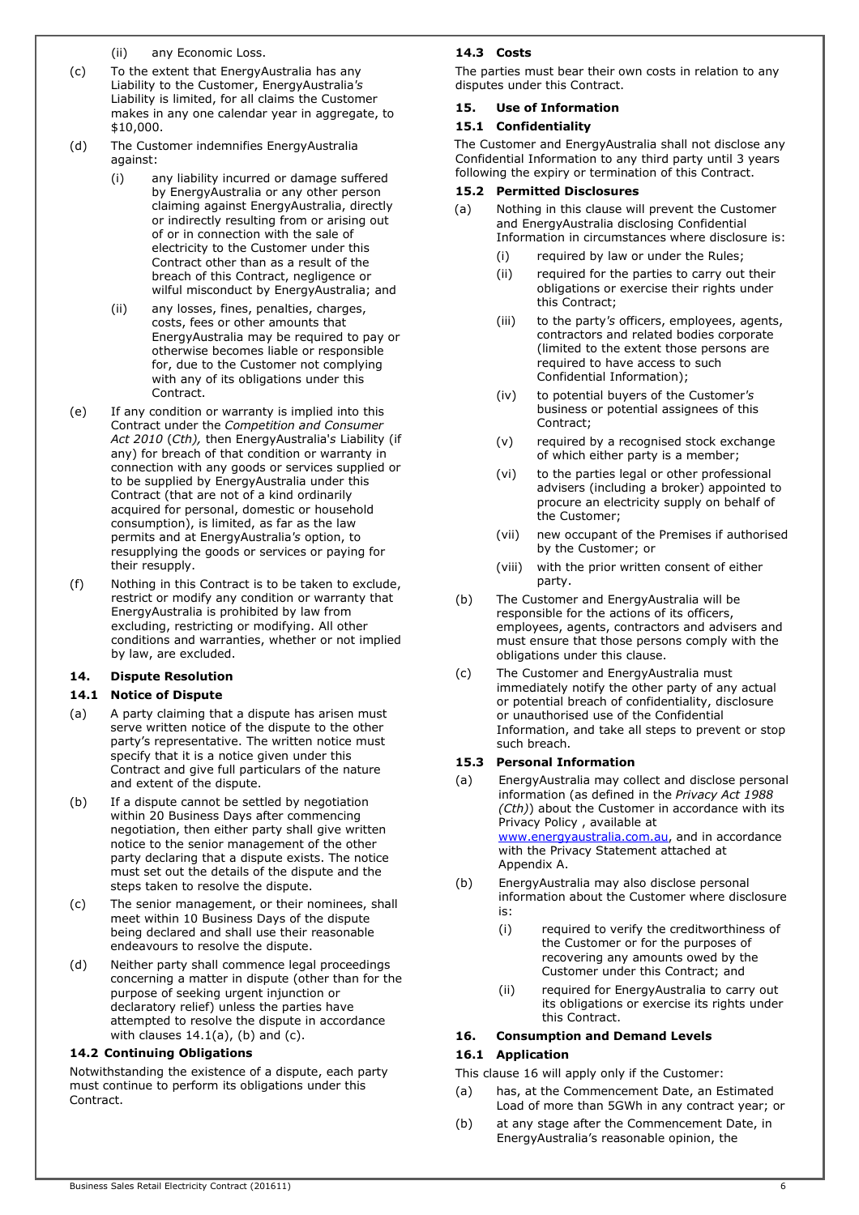(ii) any Economic Loss.

(c) To the extent that EnergyAustralia has any Liability to the Customer, EnergyAustralia's Liability is limited, for all claims the Customer makes in any one calendar year in aggregate, to $10,000.

(d) The Customer indemnifies EnergyAustralia against:

(i) any liability incurred or damage suffered by EnergyAustralia or any other person claiming against EnergyAustralia, directly or indirectly resulting from or arising out of or in connection with the sale of electricity to the Customer under this Contract other than as a result of the breach of this Contract, negligence or wilful misconduct by EnergyAustralia; and

(ii) any losses, fines, penalties, charges, costs, fees or other amounts that EnergyAustralia may be required to pay or otherwise becomes liable or responsible for, due to the Customer not complying with any of its obligations under this Contract.

(e) If any condition or warranty is implied into this Contract under the *Competition and Consumer Act 2010* (*Cth),* then EnergyAustralia's Liability (if any) for breach of that condition or warranty in connection with any goods or services supplied or to be supplied by EnergyAustralia under this Contract (that are not of a kind ordinarily acquired for personal, domestic or household consumption), is limited, as far as the law permits and at EnergyAustralia's option, to resupplying the goods or services or paying for their resupply.

(f) Nothing in this Contract is to be taken to exclude, restrict or modify any condition or warranty that EnergyAustralia is prohibited by law from excluding, restricting or modifying. All other conditions and warranties, whether or not implied by law, are excluded.

## 14. Dispute Resolution

### 14.1 Notice of Dispute

(a) A party claiming that a dispute has arisen must serve written notice of the dispute to the other party's representative. The written notice must specify that it is a notice given under this Contract and give full particulars of the nature and extent of the dispute.

(b) If a dispute cannot be settled by negotiation within 20 Business Days after commencing negotiation, then either party shall give written notice to the senior management of the other party declaring that a dispute exists. The notice must set out the details of the dispute and the steps taken to resolve the dispute.

(c) The senior management, or their nominees, shall meet within 10 Business Days of the dispute being declared and shall use their reasonable endeavours to resolve the dispute.

(d) Neither party shall commence legal proceedings concerning a matter in dispute (other than for the purpose of seeking urgent injunction or declaratory relief) unless the parties have attempted to resolve the dispute in accordance with clauses 14.1(a), (b) and (c).

### 14.2 Continuing Obligations

Notwithstanding the existence of a dispute, each party must continue to perform its obligations under this Contract.

### 14.3 Costs

The parties must bear their own costs in relation to any disputes under this Contract.

## 15. Use of Information

### 15.1 Confidentiality

The Customer and EnergyAustralia shall not disclose any Confidential Information to any third party until 3 years following the expiry or termination of this Contract.

### 15.2 Permitted Disclosures

(a) Nothing in this clause will prevent the Customer and EnergyAustralia disclosing Confidential Information in circumstances where disclosure is:

(i) required by law or under the Rules;

(ii) required for the parties to carry out their obligations or exercise their rights under this Contract;

(iii) to the party's officers, employees, agents, contractors and related bodies corporate (limited to the extent those persons are required to have access to such Confidential Information);

(iv) to potential buyers of the Customer's business or potential assignees of this Contract;

(v) required by a recognised stock exchange of which either party is a member;

(vi) to the parties legal or other professional advisers (including a broker) appointed to procure an electricity supply on behalf of the Customer;

(vii) new occupant of the Premises if authorised by the Customer; or

(viii) with the prior written consent of either party.

(b) The Customer and EnergyAustralia will be responsible for the actions of its officers, employees, agents, contractors and advisers and must ensure that those persons comply with the obligations under this clause.

(c) The Customer and EnergyAustralia must immediately notify the other party of any actual or potential breach of confidentiality, disclosure or unauthorised use of the Confidential Information, and take all steps to prevent or stop such breach.

### 15.3 Personal Information

(a) EnergyAustralia may collect and disclose personal information (as defined in the *Privacy Act 1988 (Cth)*) about the Customer in accordance with its Privacy Policy , available at www.energyaustralia.com.au, and in accordance with the Privacy Statement attached at Appendix A.

(b) EnergyAustralia may also disclose personal information about the Customer where disclosure is:

(i) required to verify the creditworthiness of the Customer or for the purposes of recovering any amounts owed by the Customer under this Contract; and

(ii) required for EnergyAustralia to carry out its obligations or exercise its rights under this Contract.

## 16. Consumption and Demand Levels

### 16.1 Application

This clause 16 will apply only if the Customer:

(a) has, at the Commencement Date, an Estimated Load of more than 5GWh in any contract year; or

(b) at any stage after the Commencement Date, in EnergyAustralia's reasonable opinion, the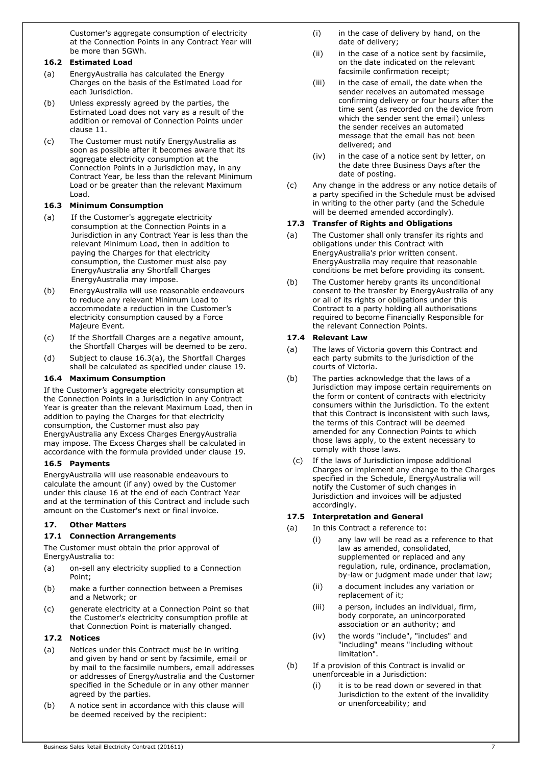Customer's aggregate consumption of electricity at the Connection Points in any Contract Year will be more than 5GWh.

### 16.2 Estimated Load

(a) EnergyAustralia has calculated the Energy Charges on the basis of the Estimated Load for each Jurisdiction.

(b) Unless expressly agreed by the parties, the Estimated Load does not vary as a result of the addition or removal of Connection Points under clause 11.

(c) The Customer must notify EnergyAustralia as soon as possible after it becomes aware that its aggregate electricity consumption at the Connection Points in a Jurisdiction may, in any Contract Year, be less than the relevant Minimum Load or be greater than the relevant Maximum Load.

### 16.3 Minimum Consumption

(a) If the Customer's aggregate electricity consumption at the Connection Points in a Jurisdiction in any Contract Year is less than the relevant Minimum Load, then in addition to paying the Charges for that electricity consumption, the Customer must also pay EnergyAustralia any Shortfall Charges EnergyAustralia may impose.

(b) EnergyAustralia will use reasonable endeavours to reduce any relevant Minimum Load to accommodate a reduction in the Customer's electricity consumption caused by a Force Majeure Event*.*

(c) If the Shortfall Charges are a negative amount, the Shortfall Charges will be deemed to be zero.

(d) Subject to clause 16.3(a), the Shortfall Charges shall be calculated as specified under clause 19.

### 16.4 Maximum Consumption

If the Customer's aggregate electricity consumption at the Connection Points in a Jurisdiction in any Contract Year is greater than the relevant Maximum Load, then in addition to paying the Charges for that electricity consumption, the Customer must also pay EnergyAustralia any Excess Charges EnergyAustralia may impose. The Excess Charges shall be calculated in accordance with the formula provided under clause 19.

### 16.5 Payments

EnergyAustralia will use reasonable endeavours to calculate the amount (if any) owed by the Customer under this clause 16 at the end of each Contract Year and at the termination of this Contract and include such amount on the Customer's next or final invoice.

## 17. Other Matters

### 17.1 Connection Arrangements

The Customer must obtain the prior approval of EnergyAustralia to:

(a) on-sell any electricity supplied to a Connection Point;

(b) make a further connection between a Premises and a Network; or

(c) generate electricity at a Connection Point so that the Customer's electricity consumption profile at that Connection Point is materially changed.

### 17.2 Notices

(a) Notices under this Contract must be in writing and given by hand or sent by facsimile, email or by mail to the facsimile numbers, email addresses or addresses of EnergyAustralia and the Customer specified in the Schedule or in any other manner agreed by the parties.

(b) A notice sent in accordance with this clause will be deemed received by the recipient:

(i) in the case of delivery by hand, on the date of delivery;

(ii) in the case of a notice sent by facsimile, on the date indicated on the relevant facsimile confirmation receipt;

(iii) in the case of email, the date when the sender receives an automated message confirming delivery or four hours after the time sent (as recorded on the device from which the sender sent the email) unless the sender receives an automated message that the email has not been delivered; and

(iv) in the case of a notice sent by letter, on the date three Business Days after the date of posting.

(c) Any change in the address or any notice details of a party specified in the Schedule must be advised in writing to the other party (and the Schedule will be deemed amended accordingly).

### 17.3 Transfer of Rights and Obligations

(a) The Customer shall only transfer its rights and obligations under this Contract with EnergyAustralia's prior written consent. EnergyAustralia may require that reasonable conditions be met before providing its consent.

(b) The Customer hereby grants its unconditional consent to the transfer by EnergyAustralia of any or all of its rights or obligations under this Contract to a party holding all authorisations required to become Financially Responsible for the relevant Connection Points.

### 17.4 Relevant Law

(a) The laws of Victoria govern this Contract and each party submits to the jurisdiction of the courts of Victoria.

(b) The parties acknowledge that the laws of a Jurisdiction may impose certain requirements on the form or content of contracts with electricity consumers within the Jurisdiction. To the extent that this Contract is inconsistent with such laws*,* the terms of this Contract will be deemed amended for any Connection Points to which those laws apply, to the extent necessary to comply with those laws.

(c) If the laws of Jurisdiction impose additional Charges or implement any change to the Charges specified in the Schedule, EnergyAustralia will notify the Customer of such changes in Jurisdiction and invoices will be adjusted accordingly.

### 17.5 Interpretation and General

(a) In this Contract a reference to:

(i) any law will be read as a reference to that law as amended, consolidated, supplemented or replaced and any regulation, rule, ordinance, proclamation, by-law or judgment made under that law;

(ii) a document includes any variation or replacement of it;

(iii) a person, includes an individual, firm, body corporate, an unincorporated association or an authority; and

(iv) the words "include", "includes" and "including" means "including without limitation".

(b) If a provision of this Contract is invalid or unenforceable in a Jurisdiction:

(i) it is to be read down or severed in that Jurisdiction to the extent of the invalidity or unenforceability; and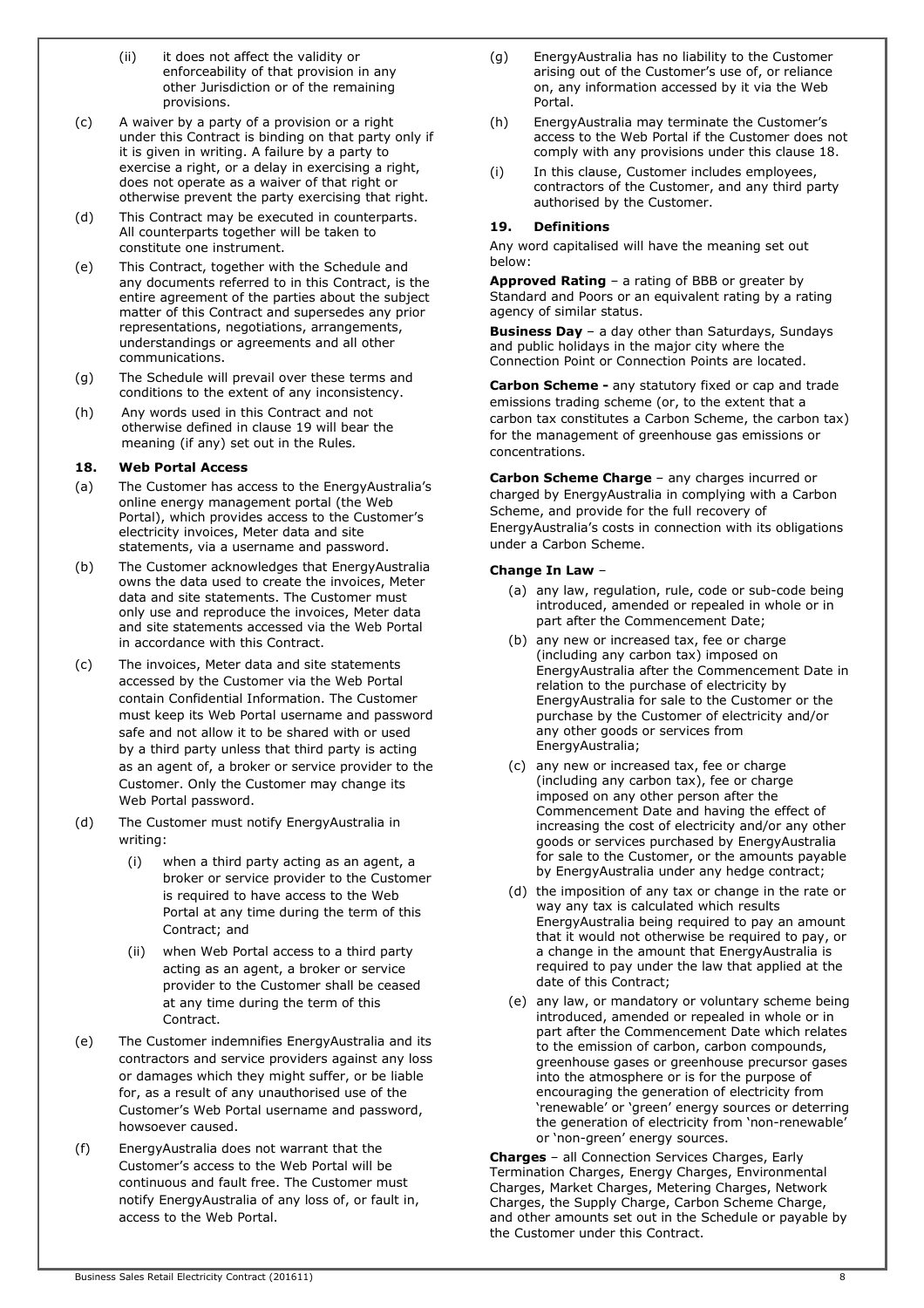(ii) it does not affect the validity or enforceability of that provision in any other Jurisdiction or of the remaining provisions.

(c) A waiver by a party of a provision or a right under this Contract is binding on that party only if it is given in writing. A failure by a party to exercise a right, or a delay in exercising a right, does not operate as a waiver of that right or otherwise prevent the party exercising that right.

(d) This Contract may be executed in counterparts. All counterparts together will be taken to constitute one instrument.

(e) This Contract, together with the Schedule and any documents referred to in this Contract, is the entire agreement of the parties about the subject matter of this Contract and supersedes any prior representations, negotiations, arrangements, understandings or agreements and all other communications.

(g) The Schedule will prevail over these terms and conditions to the extent of any inconsistency.

(h) Any words used in this Contract and not otherwise defined in clause 19 will bear the meaning (if any) set out in the Rules.

## 18. Web Portal Access

(a) The Customer has access to the EnergyAustralia's online energy management portal (the Web Portal), which provides access to the Customer's electricity invoices, Meter data and site statements, via a username and password.

(b) The Customer acknowledges that EnergyAustralia owns the data used to create the invoices, Meter data and site statements. The Customer must only use and reproduce the invoices, Meter data and site statements accessed via the Web Portal in accordance with this Contract.

(c) The invoices, Meter data and site statements accessed by the Customer via the Web Portal contain Confidential Information. The Customer must keep its Web Portal username and password safe and not allow it to be shared with or used by a third party unless that third party is acting as an agent of, a broker or service provider to the Customer. Only the Customer may change its Web Portal password.

(d) The Customer must notify EnergyAustralia in writing:

(i) when a third party acting as an agent, a broker or service provider to the Customer is required to have access to the Web Portal at any time during the term of this Contract; and

(ii) when Web Portal access to a third party acting as an agent, a broker or service provider to the Customer shall be ceased at any time during the term of this Contract.

(e) The Customer indemnifies EnergyAustralia and its contractors and service providers against any loss or damages which they might suffer, or be liable for, as a result of any unauthorised use of the Customer's Web Portal username and password, howsoever caused.

(f) EnergyAustralia does not warrant that the Customer's access to the Web Portal will be continuous and fault free. The Customer must notify EnergyAustralia of any loss of, or fault in, access to the Web Portal.

(g) EnergyAustralia has no liability to the Customer arising out of the Customer's use of, or reliance on, any information accessed by it via the Web Portal.

(h) EnergyAustralia may terminate the Customer's access to the Web Portal if the Customer does not comply with any provisions under this clause 18.

(i) In this clause, Customer includes employees, contractors of the Customer, and any third party authorised by the Customer.

## 19. Definitions

Any word capitalised will have the meaning set out below:

**Approved Rating** – a rating of BBB or greater by Standard and Poors or an equivalent rating by a rating agency of similar status.

**Business Day** – a day other than Saturdays, Sundays and public holidays in the major city where the Connection Point or Connection Points are located.

**Carbon Scheme -** any statutory fixed or cap and trade emissions trading scheme (or, to the extent that a carbon tax constitutes a Carbon Scheme, the carbon tax) for the management of greenhouse gas emissions or concentrations.

**Carbon Scheme Charge** – any charges incurred or charged by EnergyAustralia in complying with a Carbon Scheme, and provide for the full recovery of EnergyAustralia's costs in connection with its obligations under a Carbon Scheme.

**Change In Law** –

(a) any law, regulation, rule, code or sub-code being introduced, amended or repealed in whole or in part after the Commencement Date;

(b) any new or increased tax, fee or charge (including any carbon tax) imposed on EnergyAustralia after the Commencement Date in relation to the purchase of electricity by EnergyAustralia for sale to the Customer or the purchase by the Customer of electricity and/or any other goods or services from EnergyAustralia;

(c) any new or increased tax, fee or charge (including any carbon tax), fee or charge imposed on any other person after the Commencement Date and having the effect of increasing the cost of electricity and/or any other goods or services purchased by EnergyAustralia for sale to the Customer, or the amounts payable by EnergyAustralia under any hedge contract;

(d) the imposition of any tax or change in the rate or way any tax is calculated which results EnergyAustralia being required to pay an amount that it would not otherwise be required to pay, or a change in the amount that EnergyAustralia is required to pay under the law that applied at the date of this Contract;

(e) any law, or mandatory or voluntary scheme being introduced, amended or repealed in whole or in part after the Commencement Date which relates to the emission of carbon, carbon compounds, greenhouse gases or greenhouse precursor gases into the atmosphere or is for the purpose of encouraging the generation of electricity from 'renewable' or 'green' energy sources or deterring the generation of electricity from 'non-renewable' or 'non-green' energy sources.

**Charges** – all Connection Services Charges, Early Termination Charges, Energy Charges, Environmental Charges, Market Charges, Metering Charges, Network Charges, the Supply Charge, Carbon Scheme Charge, and other amounts set out in the Schedule or payable by the Customer under this Contract.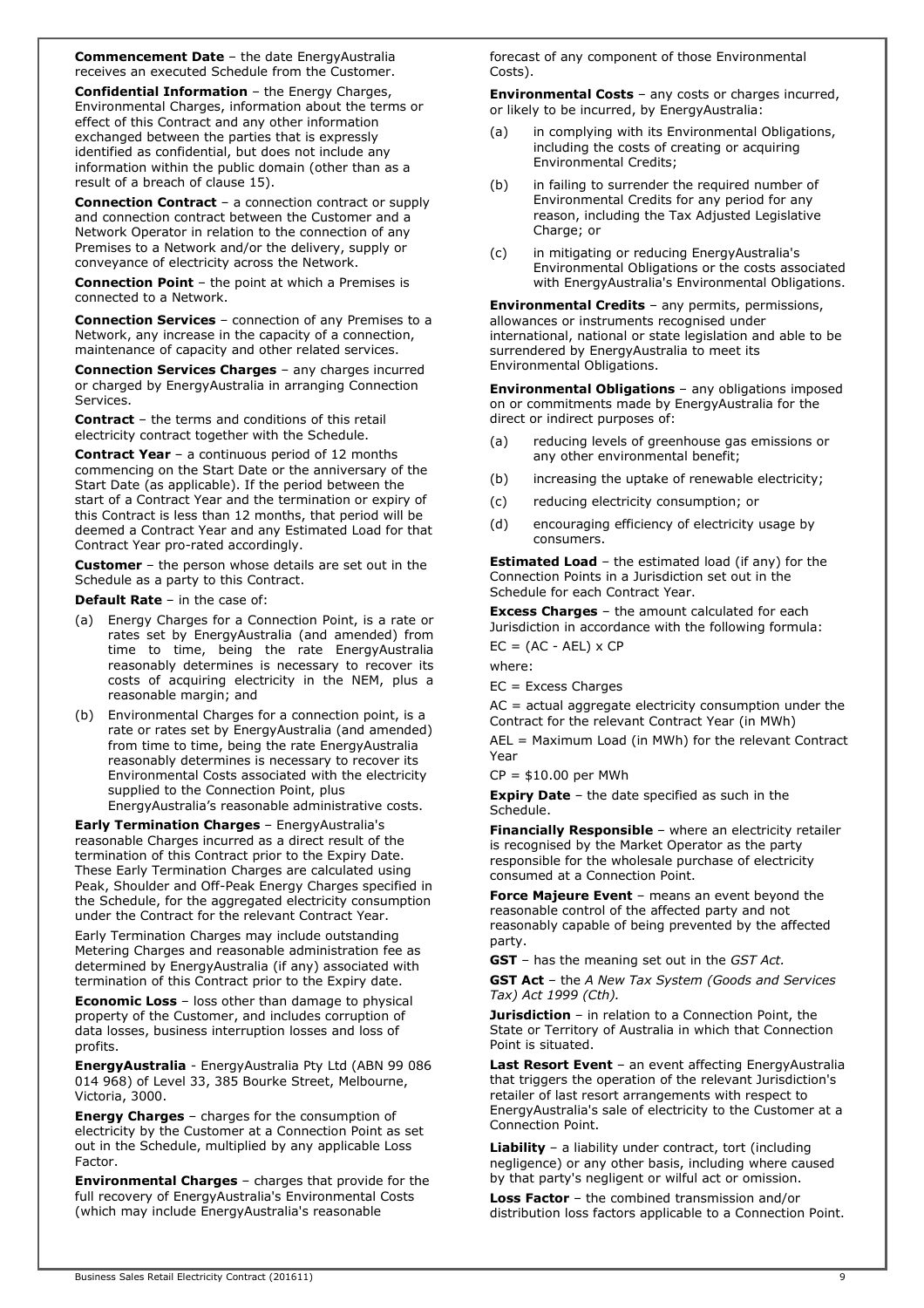**Commencement Date** – the date EnergyAustralia receives an executed Schedule from the Customer.

**Confidential Information** – the Energy Charges, Environmental Charges, information about the terms or effect of this Contract and any other information exchanged between the parties that is expressly identified as confidential, but does not include any information within the public domain (other than as a result of a breach of clause 15).

**Connection Contract** – a connection contract or supply and connection contract between the Customer and a Network Operator in relation to the connection of any Premises to a Network and/or the delivery, supply or conveyance of electricity across the Network.

**Connection Point** – the point at which a Premises is connected to a Network.

**Connection Services** – connection of any Premises to a Network, any increase in the capacity of a connection, maintenance of capacity and other related services.

**Connection Services Charges** – any charges incurred or charged by EnergyAustralia in arranging Connection Services.

**Contract** – the terms and conditions of this retail electricity contract together with the Schedule.

**Contract Year** – a continuous period of 12 months commencing on the Start Date or the anniversary of the Start Date (as applicable). If the period between the start of a Contract Year and the termination or expiry of this Contract is less than 12 months, that period will be deemed a Contract Year and any Estimated Load for that Contract Year pro-rated accordingly.

**Customer** – the person whose details are set out in the Schedule as a party to this Contract.

**Default Rate** – in the case of:

(a) Energy Charges for a Connection Point, is a rate or rates set by EnergyAustralia (and amended) from time to time, being the rate EnergyAustralia reasonably determines is necessary to recover its costs of acquiring electricity in the NEM, plus a reasonable margin; and

(b) Environmental Charges for a connection point, is a rate or rates set by EnergyAustralia (and amended) from time to time, being the rate EnergyAustralia reasonably determines is necessary to recover its Environmental Costs associated with the electricity supplied to the Connection Point, plus EnergyAustralia's reasonable administrative costs.

**Early Termination Charges** – EnergyAustralia's reasonable Charges incurred as a direct result of the termination of this Contract prior to the Expiry Date. These Early Termination Charges are calculated using Peak, Shoulder and Off-Peak Energy Charges specified in the Schedule, for the aggregated electricity consumption under the Contract for the relevant Contract Year.

Early Termination Charges may include outstanding Metering Charges and reasonable administration fee as determined by EnergyAustralia (if any) associated with termination of this Contract prior to the Expiry date.

**Economic Loss** – loss other than damage to physical property of the Customer, and includes corruption of data losses, business interruption losses and loss of profits.

**EnergyAustralia** - EnergyAustralia Pty Ltd (ABN 99 086 014 968) of Level 33, 385 Bourke Street, Melbourne, Victoria, 3000.

**Energy Charges** – charges for the consumption of electricity by the Customer at a Connection Point as set out in the Schedule, multiplied by any applicable Loss Factor.

**Environmental Charges** – charges that provide for the full recovery of EnergyAustralia's Environmental Costs (which may include EnergyAustralia's reasonable forecast of any component of those Environmental Costs).

**Environmental Costs** – any costs or charges incurred, or likely to be incurred, by EnergyAustralia:

(a) in complying with its Environmental Obligations, including the costs of creating or acquiring Environmental Credits;

(b) in failing to surrender the required number of Environmental Credits for any period for any reason, including the Tax Adjusted Legislative Charge; or

(c) in mitigating or reducing EnergyAustralia's Environmental Obligations or the costs associated with EnergyAustralia's Environmental Obligations.

**Environmental Credits** – any permits, permissions, allowances or instruments recognised under international, national or state legislation and able to be surrendered by EnergyAustralia to meet its Environmental Obligations.

**Environmental Obligations** – any obligations imposed on or commitments made by EnergyAustralia for the direct or indirect purposes of:

(a) reducing levels of greenhouse gas emissions or any other environmental benefit;

(b) increasing the uptake of renewable electricity;

(c) reducing electricity consumption; or

(d) encouraging efficiency of electricity usage by consumers.

**Estimated Load** – the estimated load (if any) for the Connection Points in a Jurisdiction set out in the Schedule for each Contract Year.

**Excess Charges** – the amount calculated for each Jurisdiction in accordance with the following formula:

$EC = (AC - AEL) \times CP$

where:

EC = Excess Charges

AC = actual aggregate electricity consumption under the Contract for the relevant Contract Year (in MWh)

AEL = Maximum Load (in MWh) for the relevant Contract Year

CP = $10.00 per MWh

**Expiry Date** – the date specified as such in the Schedule.

**Financially Responsible** – where an electricity retailer is recognised by the Market Operator as the party responsible for the wholesale purchase of electricity consumed at a Connection Point.

**Force Majeure Event** – means an event beyond the reasonable control of the affected party and not reasonably capable of being prevented by the affected party.

**GST** – has the meaning set out in the *GST Act.*

**GST Act** – the *A New Tax System (Goods and Services Tax) Act 1999 (Cth).*

**Jurisdiction** – in relation to a Connection Point, the State or Territory of Australia in which that Connection Point is situated.

**Last Resort Event** – an event affecting EnergyAustralia that triggers the operation of the relevant Jurisdiction's retailer of last resort arrangements with respect to EnergyAustralia's sale of electricity to the Customer at a Connection Point.

**Liability** – a liability under contract, tort (including negligence) or any other basis, including where caused by that party's negligent or wilful act or omission.

**Loss Factor** – the combined transmission and/or distribution loss factors applicable to a Connection Point.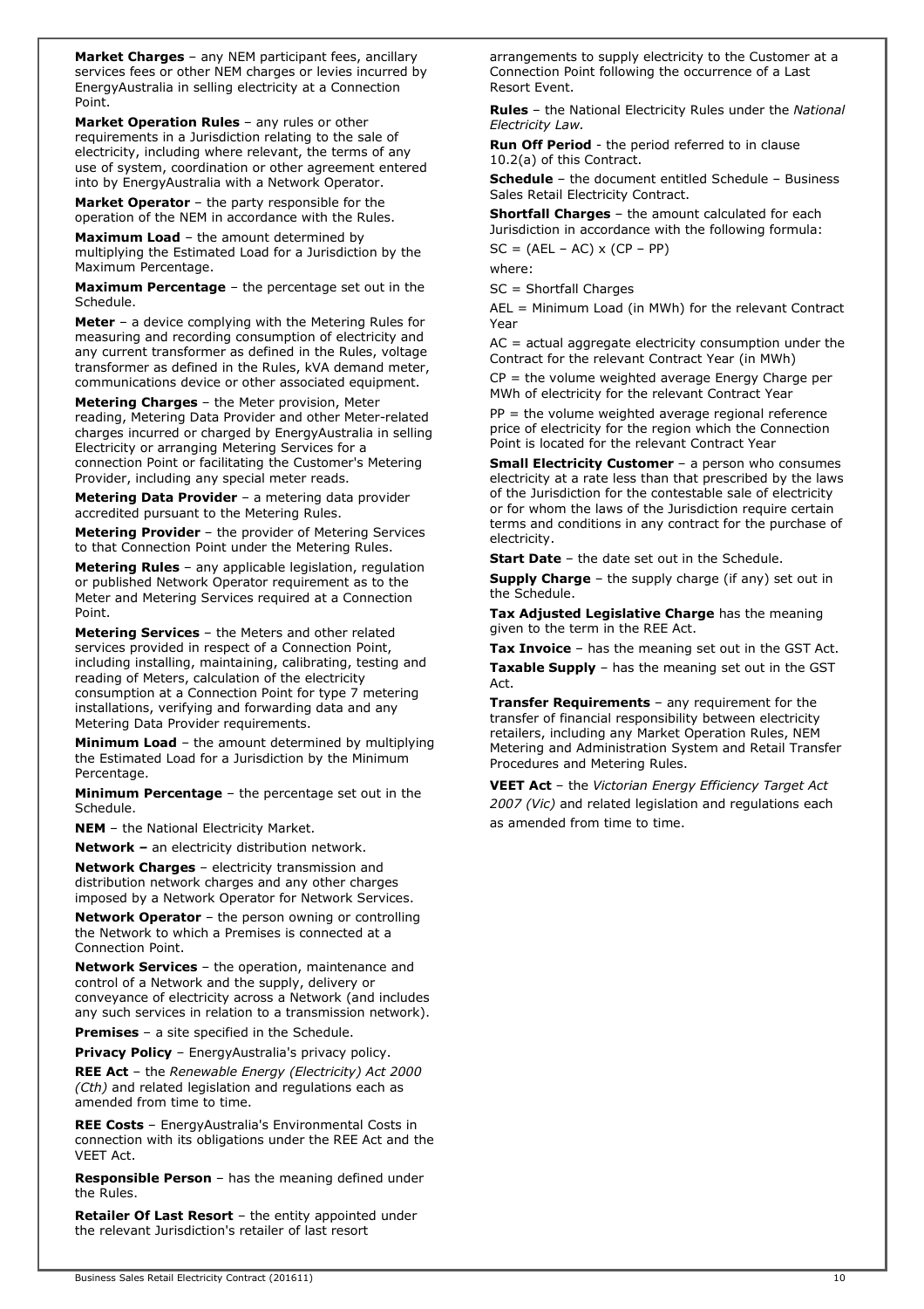**Market Charges** – any NEM participant fees, ancillary services fees or other NEM charges or levies incurred by EnergyAustralia in selling electricity at a Connection Point.

**Market Operation Rules** – any rules or other requirements in a Jurisdiction relating to the sale of electricity, including where relevant, the terms of any use of system, coordination or other agreement entered into by EnergyAustralia with a Network Operator.

**Market Operator** – the party responsible for the operation of the NEM in accordance with the Rules.

**Maximum Load** – the amount determined by multiplying the Estimated Load for a Jurisdiction by the Maximum Percentage.

**Maximum Percentage** – the percentage set out in the Schedule.

**Meter** – a device complying with the Metering Rules for measuring and recording consumption of electricity and any current transformer as defined in the Rules, voltage transformer as defined in the Rules, kVA demand meter, communications device or other associated equipment.

**Metering Charges** – the Meter provision, Meter reading, Metering Data Provider and other Meter-related charges incurred or charged by EnergyAustralia in selling Electricity or arranging Metering Services for a connection Point or facilitating the Customer's Metering Provider, including any special meter reads.

**Metering Data Provider** – a metering data provider accredited pursuant to the Metering Rules.

**Metering Provider** – the provider of Metering Services to that Connection Point under the Metering Rules.

**Metering Rules** – any applicable legislation, regulation or published Network Operator requirement as to the Meter and Metering Services required at a Connection Point.

**Metering Services** – the Meters and other related services provided in respect of a Connection Point, including installing, maintaining, calibrating, testing and reading of Meters, calculation of the electricity consumption at a Connection Point for type 7 metering installations, verifying and forwarding data and any Metering Data Provider requirements.

**Minimum Load** – the amount determined by multiplying the Estimated Load for a Jurisdiction by the Minimum Percentage.

**Minimum Percentage** – the percentage set out in the Schedule.

**NEM** – the National Electricity Market.

**Network –** an electricity distribution network.

**Network Charges** – electricity transmission and distribution network charges and any other charges imposed by a Network Operator for Network Services.

**Network Operator** – the person owning or controlling the Network to which a Premises is connected at a Connection Point.

**Network Services** – the operation, maintenance and control of a Network and the supply, delivery or conveyance of electricity across a Network (and includes any such services in relation to a transmission network).

**Premises** – a site specified in the Schedule.

**Privacy Policy** – EnergyAustralia's privacy policy.

**REE Act** – the *Renewable Energy (Electricity) Act 2000 (Cth)* and related legislation and regulations each as amended from time to time.

**REE Costs** – EnergyAustralia's Environmental Costs in connection with its obligations under the REE Act and the VEET Act.

**Responsible Person** – has the meaning defined under the Rules.

**Retailer Of Last Resort** – the entity appointed under the relevant Jurisdiction's retailer of last resort arrangements to supply electricity to the Customer at a Connection Point following the occurrence of a Last Resort Event.

**Rules** – the National Electricity Rules under the *National Electricity Law*.

**Run Off Period** - the period referred to in clause 10.2(a) of this Contract.

**Schedule** – the document entitled Schedule – Business Sales Retail Electricity Contract.

**Shortfall Charges** – the amount calculated for each Jurisdiction in accordance with the following formula:

$SC = (AEL – AC) \times (CP – PP)$

where:

SC = Shortfall Charges

AEL = Minimum Load (in MWh) for the relevant Contract Year

AC = actual aggregate electricity consumption under the Contract for the relevant Contract Year (in MWh)

CP = the volume weighted average Energy Charge per MWh of electricity for the relevant Contract Year

PP = the volume weighted average regional reference price of electricity for the region which the Connection Point is located for the relevant Contract Year

**Small Electricity Customer** – a person who consumes electricity at a rate less than that prescribed by the laws of the Jurisdiction for the contestable sale of electricity or for whom the laws of the Jurisdiction require certain terms and conditions in any contract for the purchase of electricity.

**Start Date** – the date set out in the Schedule.

**Supply Charge** – the supply charge (if any) set out in the Schedule.

**Tax Adjusted Legislative Charge** has the meaning given to the term in the REE Act.

**Tax Invoice** – has the meaning set out in the GST Act.

**Taxable Supply** – has the meaning set out in the GST Act.

**Transfer Requirements** – any requirement for the transfer of financial responsibility between electricity retailers, including any Market Operation Rules, NEM Metering and Administration System and Retail Transfer Procedures and Metering Rules.

**VEET Act** – the *Victorian Energy Efficiency Target Act 2007 (Vic)* and related legislation and regulations each as amended from time to time.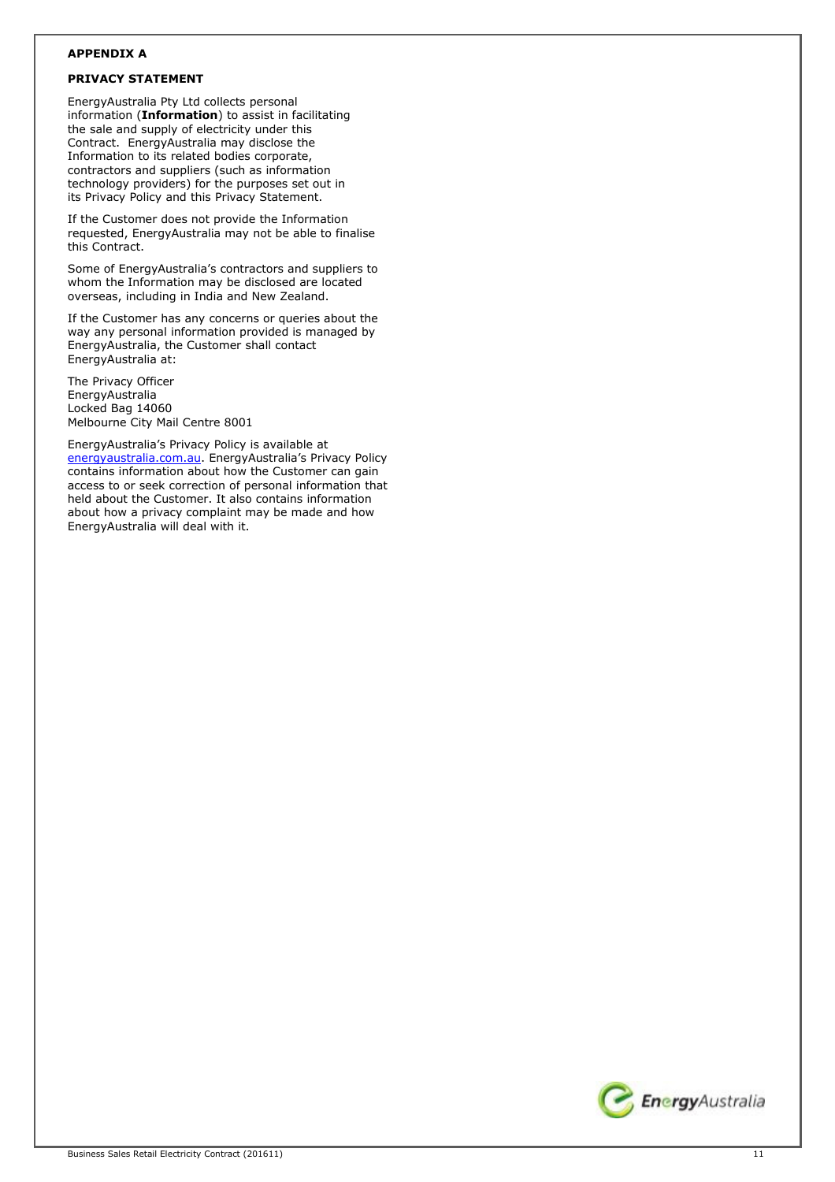**APPENDIX A**

**PRIVACY STATEMENT**

EnergyAustralia Pty Ltd collects personal information (**Information**) to assist in facilitating the sale and supply of electricity under this Contract. EnergyAustralia may disclose the Information to its related bodies corporate, contractors and suppliers (such as information technology providers) for the purposes set out in its Privacy Policy and this Privacy Statement.

If the Customer does not provide the Information requested, EnergyAustralia may not be able to finalise this Contract.

Some of EnergyAustralia's contractors and suppliers to whom the Information may be disclosed are located overseas, including in India and New Zealand.

If the Customer has any concerns or queries about the way any personal information provided is managed by EnergyAustralia, the Customer shall contact EnergyAustralia at:

The Privacy Officer  
EnergyAustralia  
Locked Bag 14060  
Melbourne City Mail Centre 8001

EnergyAustralia's Privacy Policy is available at energyaustralia.com.au. EnergyAustralia's Privacy Policy contains information about how the Customer can gain access to or seek correction of personal information that held about the Customer. It also contains information about how a privacy complaint may be made and how EnergyAustralia will deal with it.